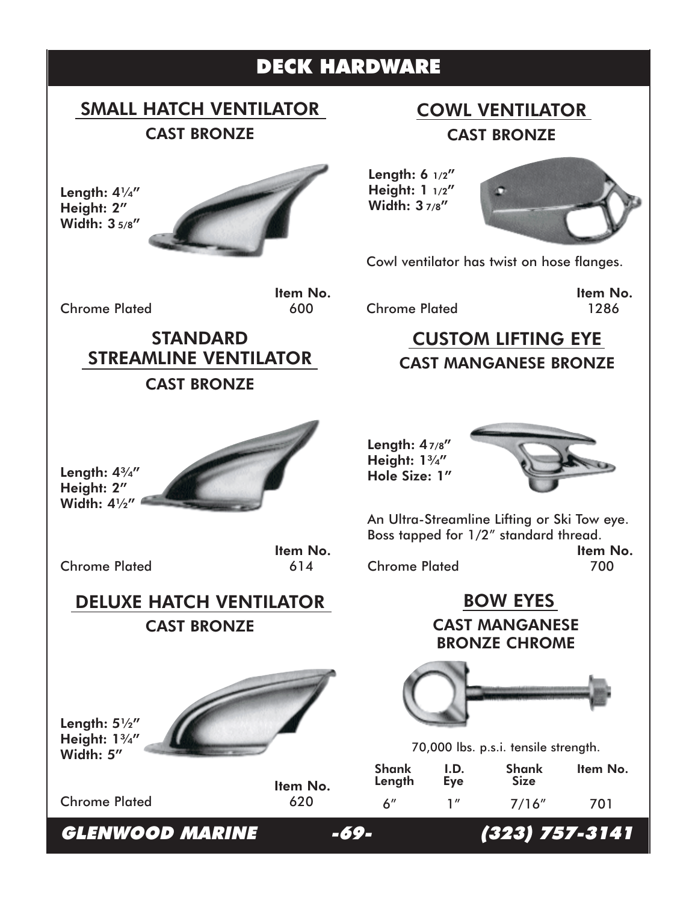# DECK HARDWARE

## SMALL HATCH VENTILATOR

### CAST BRONZE

**Length: 4¼"**
**Height: 2"**
**Width: 3 5/8"**

| | Item No. |
|---|---|
| Chrome Plated | 600 |

## STANDARD STREAMLINE VENTILATOR

### CAST BRONZE

**Length: 4¾"**
**Height: 2"**
**Width: 4½"**

| | Item No. |
|---|---|
| Chrome Plated | 614 |

## DELUXE HATCH VENTILATOR

### CAST BRONZE

**Length: 5½"**
**Height: 1¾"**
**Width: 5"**

| | Item No. |
|---|---|
| Chrome Plated | 620 |

## COWL VENTILATOR

### CAST BRONZE

**Length: 6 1/2"**
**Height: 1 1/2"**
**Width: 3 7/8"**

Cowl ventilator has twist on hose flanges.

| | Item No. |
|---|---|
| Chrome Plated | 1286 |

## CUSTOM LIFTING EYE

### CAST MANGANESE BRONZE

**Length: 4 7/8"**
**Height: 1¾"**
**Hole Size: 1"**

An Ultra-Streamline Lifting or Ski Tow eye. Boss tapped for 1/2" standard thread.

| | Item No. |
|---|---|
| Chrome Plated | 700 |

## BOW EYES

### CAST MANGANESE BRONZE CHROME

70,000 lbs. p.s.i. tensile strength.

| Shank Length | I.D. Eye | Shank Size | Item No. |
|---|---|---|---|
| 6" | 1" | 7/16" | 701 |

***GLENWOOD MARINE*** ***(323) 757-3141***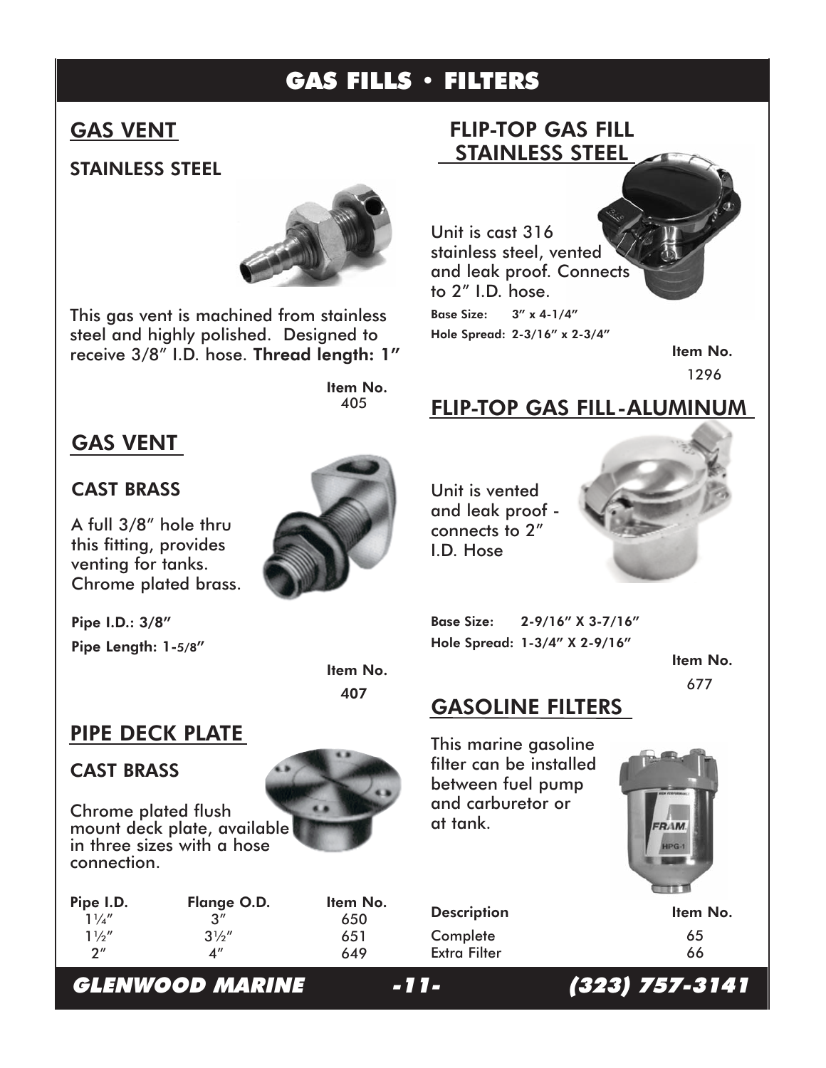# GAS FILLS • FILTERS

## GAS VENT

### STAINLESS STEEL

This gas vent is machined from stainless steel and highly polished. Designed to receive 3/8" I.D. hose. **Thread length: 1"**

**Item No.**
405

## GAS VENT

### CAST BRASS

A full 3/8" hole thru this fitting, provides venting for tanks. Chrome plated brass.

**Pipe I.D.: 3/8"**
**Pipe Length: 1-5/8"**

**Item No.**
**407**

## PIPE DECK PLATE

### CAST BRASS

Chrome plated flush mount deck plate, available in three sizes with a hose connection.

| Pipe I.D. | Flange O.D. | Item No. |
|---|---|---|
| 1¼" | 3" | 650 |
| 1½" | 3½" | 651 |
| 2" | 4" | 649 |

## FLIP-TOP GAS FILL STAINLESS STEEL

Unit is cast 316 stainless steel, vented and leak proof. Connects to 2" I.D. hose.

**Base Size: 3" x 4-1/4"**
**Hole Spread: 2-3/16" x 2-3/4"**

**Item No.**
1296

## FLIP-TOP GAS FILL-ALUMINUM

Unit is vented and leak proof - connects to 2" I.D. Hose

**Base Size: 2-9/16" X 3-7/16"**
**Hole Spread: 1-3/4" X 2-9/16"**

**Item No.**
677

## GASOLINE FILTERS

This marine gasoline filter can be installed between fuel pump and carburetor or at tank.

| Description | Item No. |
|---|---|
| Complete | 65 |
| Extra Filter | 66 |

***GLENWOOD MARINE*** ***(323) 757-3141***